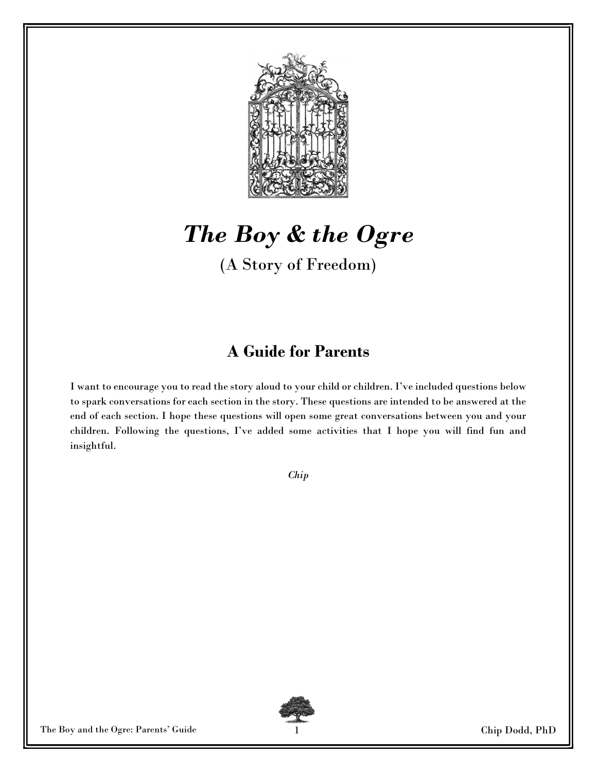# *The Boy & the Ogre*

(A Story of Freedom)

## A Guide for Parents

I want to encourage you to read the story aloud to your child or children. I've included questions below to spark conversations for each section in the story. These questions are intended to be answered at the end of each section. I hope these questions will open some great conversations between you and your children. Following the questions, I've added some activities that I hope you will find fun and insightful.

*Chip*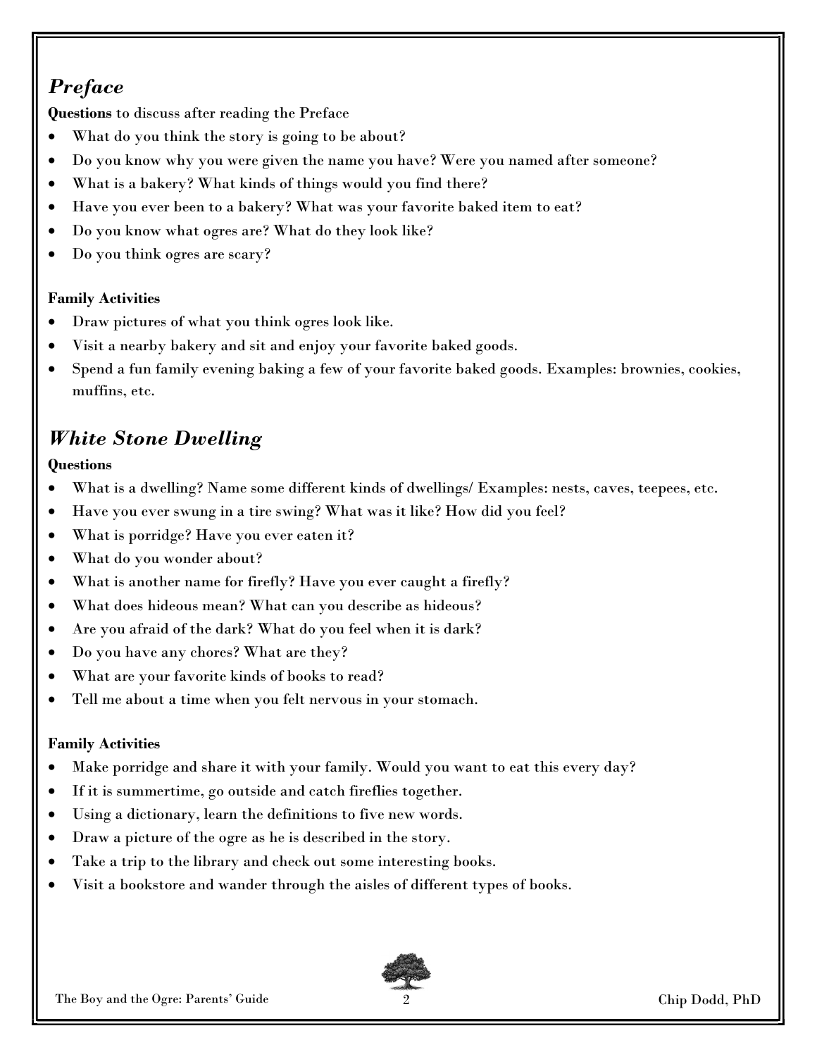## *Preface*

**Questions** to discuss after reading the Preface

- What do you think the story is going to be about?
- Do you know why you were given the name you have? Were you named after someone?
- What is a bakery? What kinds of things would you find there?
- Have you ever been to a bakery? What was your favorite baked item to eat?
- Do you know what ogres are? What do they look like?
- Do you think ogres are scary?

**Family Activities**

- Draw pictures of what you think ogres look like.
- Visit a nearby bakery and sit and enjoy your favorite baked goods.
- Spend a fun family evening baking a few of your favorite baked goods. Examples: brownies, cookies, muffins, etc.

## *White Stone Dwelling*

**Questions**

- What is a dwelling? Name some different kinds of dwellings/ Examples: nests, caves, teepees, etc.
- Have you ever swung in a tire swing? What was it like? How did you feel?
- What is porridge? Have you ever eaten it?
- What do you wonder about?
- What is another name for firefly? Have you ever caught a firefly?
- What does hideous mean? What can you describe as hideous?
- Are you afraid of the dark? What do you feel when it is dark?
- Do you have any chores? What are they?
- What are your favorite kinds of books to read?
- Tell me about a time when you felt nervous in your stomach.

**Family Activities**

- Make porridge and share it with your family. Would you want to eat this every day?
- If it is summertime, go outside and catch fireflies together.
- Using a dictionary, learn the definitions to five new words.
- Draw a picture of the ogre as he is described in the story.
- Take a trip to the library and check out some interesting books.
- Visit a bookstore and wander through the aisles of different types of books.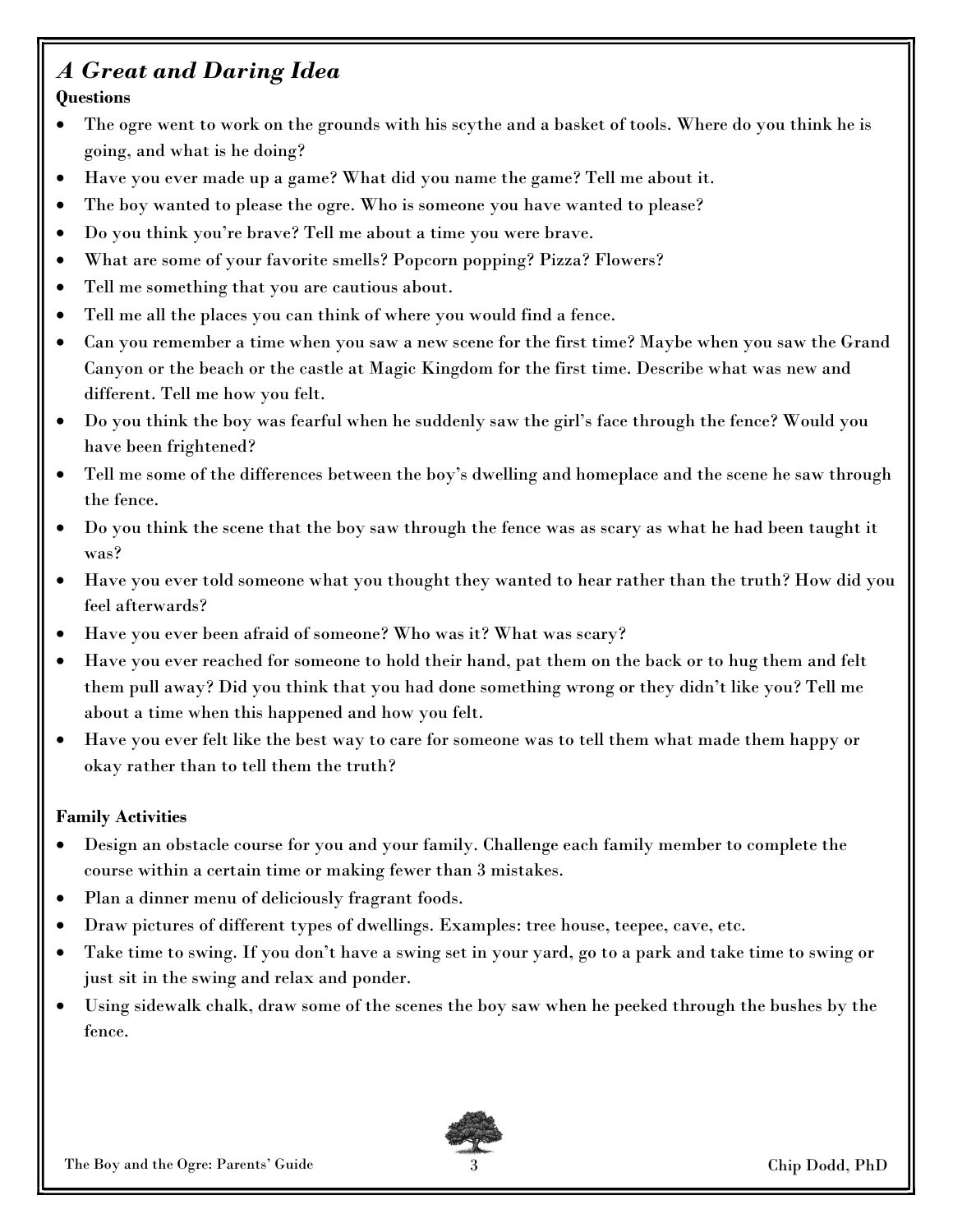## *A Great and Daring Idea*

**Questions**

- The ogre went to work on the grounds with his scythe and a basket of tools. Where do you think he is going, and what is he doing?
- Have you ever made up a game? What did you name the game? Tell me about it.
- The boy wanted to please the ogre. Who is someone you have wanted to please?
- Do you think you're brave? Tell me about a time you were brave.
- What are some of your favorite smells? Popcorn popping? Pizza? Flowers?
- Tell me something that you are cautious about.
- Tell me all the places you can think of where you would find a fence.
- Can you remember a time when you saw a new scene for the first time? Maybe when you saw the Grand Canyon or the beach or the castle at Magic Kingdom for the first time. Describe what was new and different. Tell me how you felt.
- Do you think the boy was fearful when he suddenly saw the girl's face through the fence? Would you have been frightened?
- Tell me some of the differences between the boy's dwelling and homeplace and the scene he saw through the fence.
- Do you think the scene that the boy saw through the fence was as scary as what he had been taught it was?
- Have you ever told someone what you thought they wanted to hear rather than the truth? How did you feel afterwards?
- Have you ever been afraid of someone? Who was it? What was scary?
- Have you ever reached for someone to hold their hand, pat them on the back or to hug them and felt them pull away? Did you think that you had done something wrong or they didn't like you? Tell me about a time when this happened and how you felt.
- Have you ever felt like the best way to care for someone was to tell them what made them happy or okay rather than to tell them the truth?

**Family Activities**

- Design an obstacle course for you and your family. Challenge each family member to complete the course within a certain time or making fewer than 3 mistakes.
- Plan a dinner menu of deliciously fragrant foods.
- Draw pictures of different types of dwellings. Examples: tree house, teepee, cave, etc.
- Take time to swing. If you don't have a swing set in your yard, go to a park and take time to swing or just sit in the swing and relax and ponder.
- Using sidewalk chalk, draw some of the scenes the boy saw when he peeked through the bushes by the fence.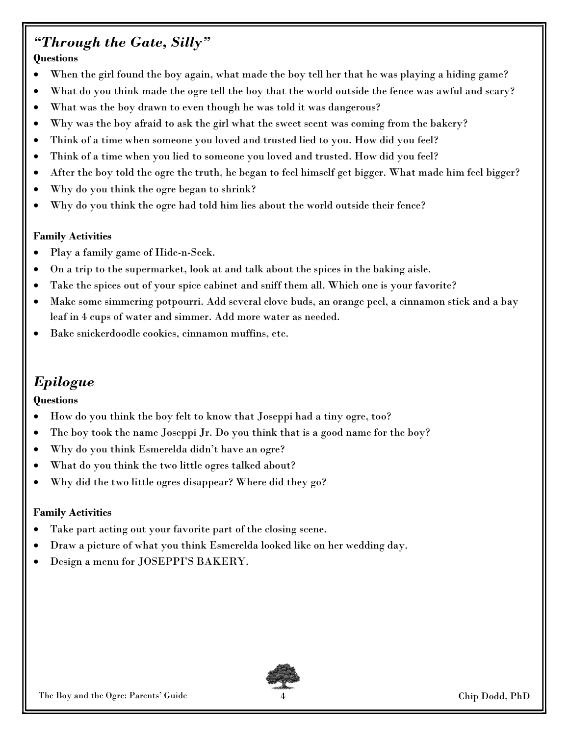## *"Through the Gate, Silly"*

**Questions**

- When the girl found the boy again, what made the boy tell her that he was playing a hiding game?
- What do you think made the ogre tell the boy that the world outside the fence was awful and scary?
- What was the boy drawn to even though he was told it was dangerous?
- Why was the boy afraid to ask the girl what the sweet scent was coming from the bakery?
- Think of a time when someone you loved and trusted lied to you. How did you feel?
- Think of a time when you lied to someone you loved and trusted. How did you feel?
- After the boy told the ogre the truth, he began to feel himself get bigger. What made him feel bigger?
- Why do you think the ogre began to shrink?
- Why do you think the ogre had told him lies about the world outside their fence?

**Family Activities**

- Play a family game of Hide-n-Seek.
- On a trip to the supermarket, look at and talk about the spices in the baking aisle.
- Take the spices out of your spice cabinet and sniff them all. Which one is your favorite?
- Make some simmering potpourri. Add several clove buds, an orange peel, a cinnamon stick and a bay leaf in 4 cups of water and simmer. Add more water as needed.
- Bake snickerdoodle cookies, cinnamon muffins, etc.

## *Epilogue*

**Questions**

- How do you think the boy felt to know that Joseppi had a tiny ogre, too?
- The boy took the name Joseppi Jr. Do you think that is a good name for the boy?
- Why do you think Esmerelda didn't have an ogre?
- What do you think the two little ogres talked about?
- Why did the two little ogres disappear? Where did they go?

**Family Activities**

- Take part acting out your favorite part of the closing scene.
- Draw a picture of what you think Esmerelda looked like on her wedding day.
- Design a menu for JOSEPPI'S BAKERY.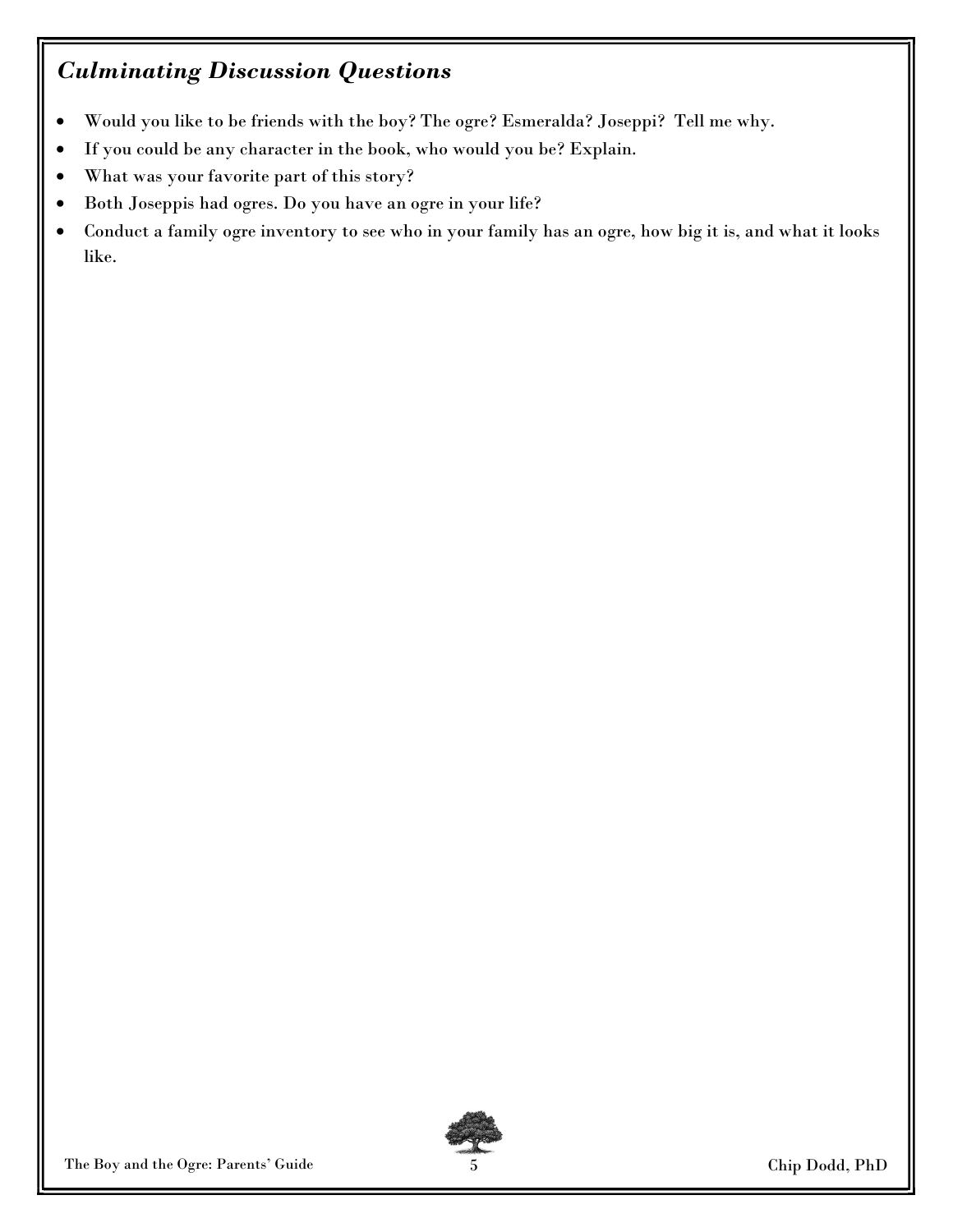## *Culminating Discussion Questions*

- Would you like to be friends with the boy? The ogre? Esmeralda? Joseppi? Tell me why.
- If you could be any character in the book, who would you be? Explain.
- What was your favorite part of this story?
- Both Joseppis had ogres. Do you have an ogre in your life?
- Conduct a family ogre inventory to see who in your family has an ogre, how big it is, and what it looks like.